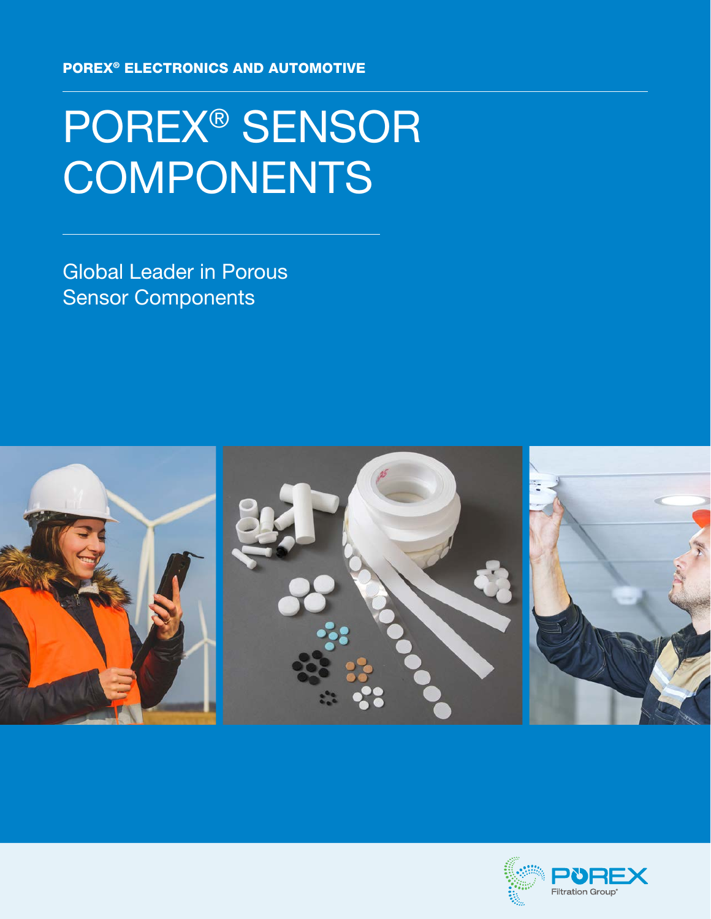**POREX® ELECTRONICS AND AUTOMOTIVE**

# POREX® SENSOR COMPONENTS

## Global Leader in Porous Sensor Components

POREX Filtration Group®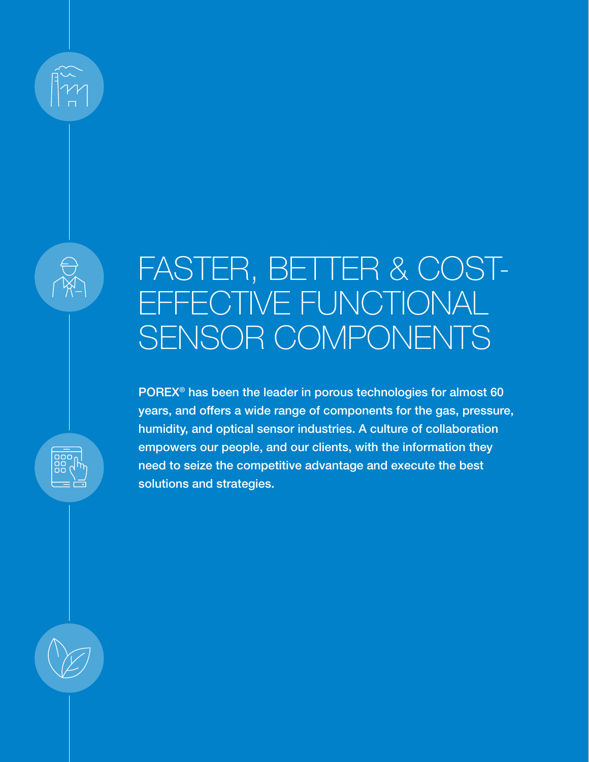# FASTER, BETTER & COST-EFFECTIVE FUNCTIONAL SENSOR COMPONENTS

**POREX® has been the leader in porous technologies for almost 60 years, and offers a wide range of components for the gas, pressure, humidity, and optical sensor industries. A culture of collaboration empowers our people, and our clients, with the information they need to seize the competitive advantage and execute the best solutions and strategies.**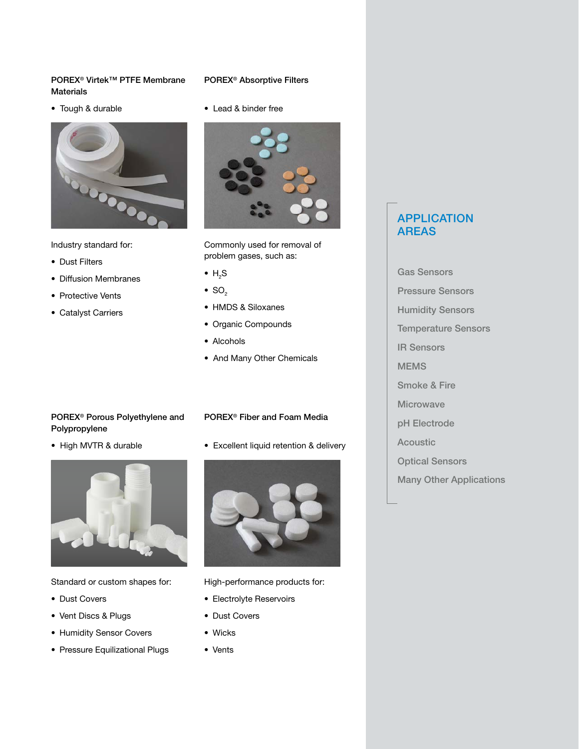### POREX® Virtek™ PTFE Membrane Materials

- Tough & durable

Industry standard for:

- Dust Filters
- Diffusion Membranes
- Protective Vents
- Catalyst Carriers

### POREX® Absorptive Filters

- Lead & binder free

Commonly used for removal of problem gases, such as:

- $H_2S$
- $SO_2$
- HMDS & Siloxanes
- Organic Compounds
- Alcohols
- And Many Other Chemicals

### POREX® Porous Polyethylene and Polypropylene

- High MVTR & durable

Standard or custom shapes for:

- Dust Covers
- Vent Discs & Plugs
- Humidity Sensor Covers
- Pressure Equilizational Plugs

### POREX® Fiber and Foam Media

- Excellent liquid retention & delivery

High-performance products for:

- Electrolyte Reservoirs
- Dust Covers
- Wicks
- Vents

## APPLICATION AREAS

- Gas Sensors
- Pressure Sensors
- Humidity Sensors
- Temperature Sensors
- IR Sensors
- MEMS
- Smoke & Fire
- Microwave
- pH Electrode
- Acoustic
- Optical Sensors
- Many Other Applications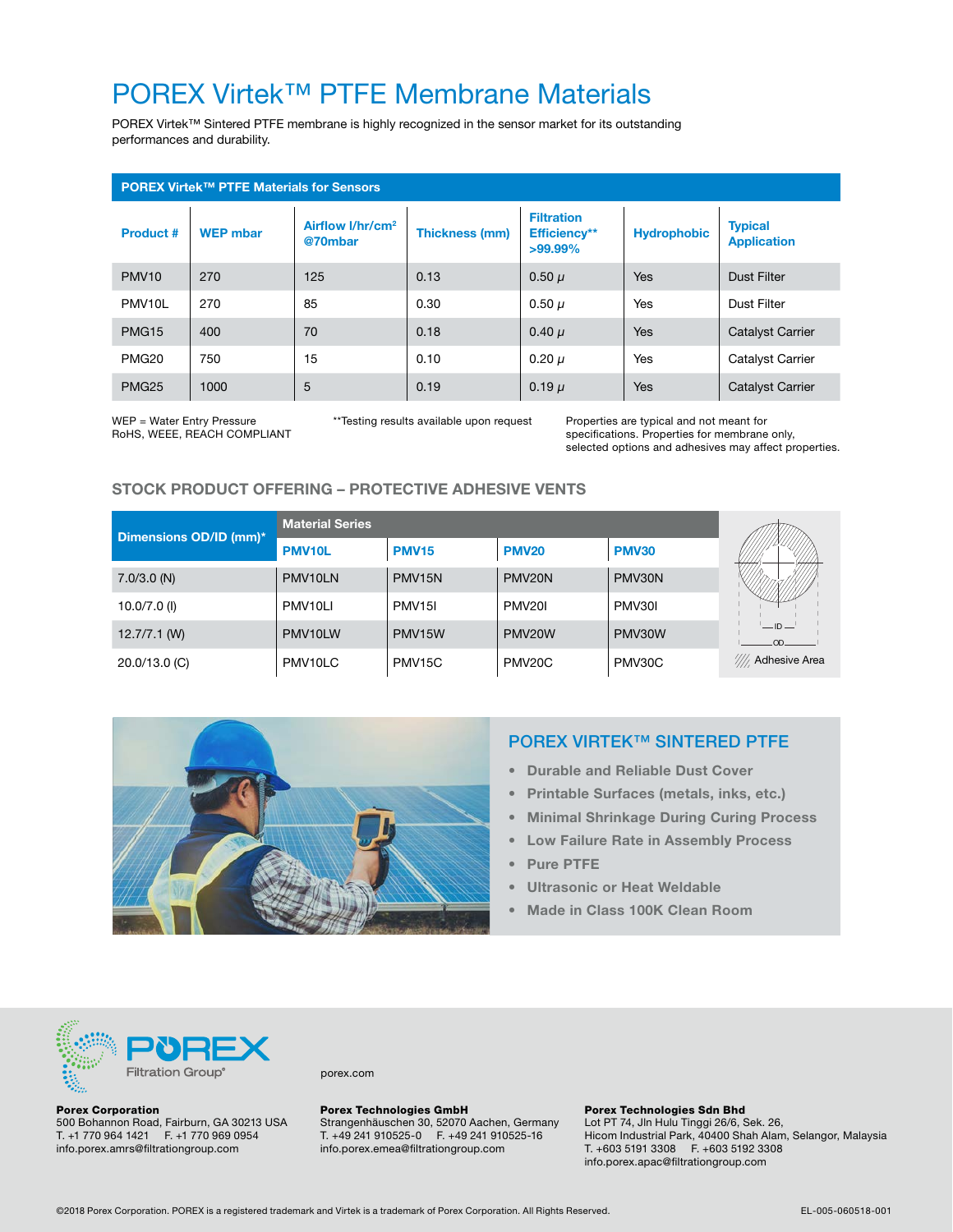# POREX Virtek™ PTFE Membrane Materials

POREX Virtek™ Sintered PTFE membrane is highly recognized in the sensor market for its outstanding performances and durability.

**POREX Virtek™ PTFE Materials for Sensors**

| Product # | WEP mbar | Airflow l/hr/cm² @70mbar | Thickness (mm) | Filtration Efficiency** >99.99% | Hydrophobic | Typical Application |
|---|---|---|---|---|---|---|
| PMV10 | 270 | 125 | 0.13 | 0.50 μ | Yes | Dust Filter |
| PMV10L | 270 | 85 | 0.30 | 0.50 μ | Yes | Dust Filter |
| PMG15 | 400 | 70 | 0.18 | 0.40 μ | Yes | Catalyst Carrier |
| PMG20 | 750 | 15 | 0.10 | 0.20 μ | Yes | Catalyst Carrier |
| PMG25 | 1000 | 5 | 0.19 | 0.19 μ | Yes | Catalyst Carrier |

WEP = Water Entry Pressure
RoHS, WEEE, REACH COMPLIANT

**Testing results available upon request

Properties are typical and not meant for specifications. Properties for membrane only, selected options and adhesives may affect properties.

## STOCK PRODUCT OFFERING – PROTECTIVE ADHESIVE VENTS

| Dimensions OD/ID (mm)* | Material Series | | | |
|---|---|---|---|---|
| | PMV10L | PMV15 | PMV20 | PMV30 |
| 7.0/3.0 (N) | PMV10LN | PMV15N | PMV20N | PMV30N |
| 10.0/7.0 (I) | PMV10LI | PMV15I | PMV20I | PMV30I |
| 12.7/7.1 (W) | PMV10LW | PMV15W | PMV20W | PMV30W |
| 20.0/13.0 (C) | PMV10LC | PMV15C | PMV20C | PMV30C |

ID
OD
Adhesive Area

## POREX VIRTEK™ SINTERED PTFE

- Durable and Reliable Dust Cover
- Printable Surfaces (metals, inks, etc.)
- Minimal Shrinkage During Curing Process
- Low Failure Rate in Assembly Process
- Pure PTFE
- Ultrasonic or Heat Weldable
- Made in Class 100K Clean Room

POREX Filtration Group®

porex.com

**Porex Corporation**
500 Bohannon Road, Fairburn, GA 30213 USA
T. +1 770 964 1421 F. +1 770 969 0954
info.porex.amrs@filtrationgroup.com

**Porex Technologies GmbH**
Strangenhäuschen 30, 52070 Aachen, Germany
T. +49 241 910525-0 F. +49 241 910525-16
info.porex.emea@filtrationgroup.com

**Porex Technologies Sdn Bhd**
Lot PT 74, Jln Hulu Tinggi 26/6, Sek. 26,
Hicom Industrial Park, 40400 Shah Alam, Selangor, Malaysia
T. +603 5191 3308 F. +603 5192 3308
info.porex.apac@filtrationgroup.com

©2018 Porex Corporation. POREX is a registered trademark and Virtek is a trademark of Porex Corporation. All Rights Reserved.

EL-005-060518-001